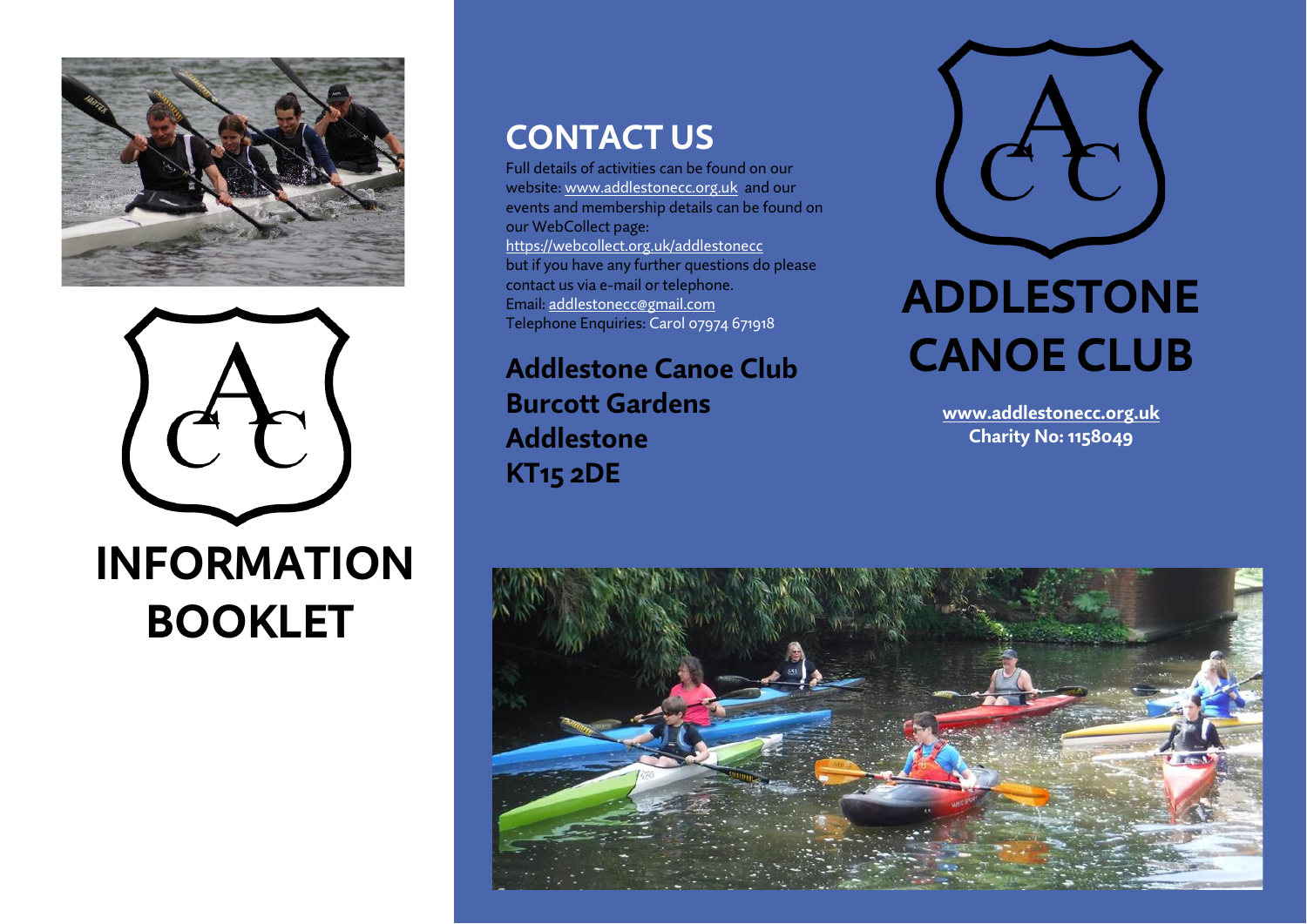# INFORMATION BOOKLET

## CONTACT US

Full details of activities can be found on our website: www.addlestonecc.org.uk and our events and membership details can be found on our WebCollect page: https://webcollect.org.uk/addlestonecc but if you have any further questions do please contact us via e-mail or telephone.
Email: addlestonecc@gmail.com
Telephone Enquiries: Carol 07974 671918

**Addlestone Canoe Club**
**Burcott Gardens**
**Addlestone**
**KT15 2DE**

# ADDLESTONE CANOE CLUB

**www.addlestonecc.org.uk**
**Charity No: 1158049**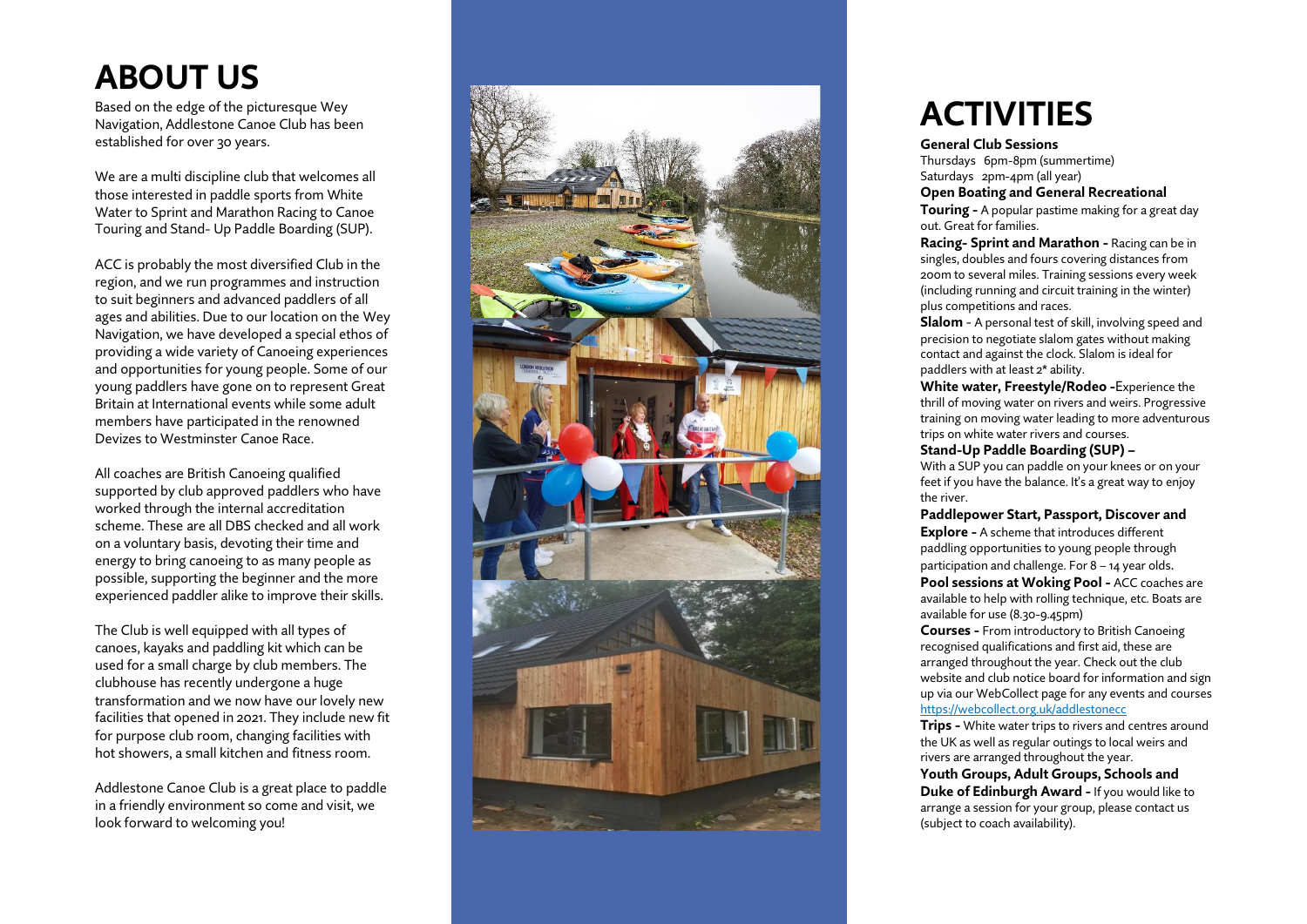# ABOUT US

Based on the edge of the picturesque Wey Navigation, Addlestone Canoe Club has been established for over 30 years.

We are a multi discipline club that welcomes all those interested in paddle sports from White Water to Sprint and Marathon Racing to Canoe Touring and Stand- Up Paddle Boarding (SUP).

ACC is probably the most diversified Club in the region, and we run programmes and instruction to suit beginners and advanced paddlers of all ages and abilities. Due to our location on the Wey Navigation, we have developed a special ethos of providing a wide variety of Canoeing experiences and opportunities for young people. Some of our young paddlers have gone on to represent Great Britain at International events while some adult members have participated in the renowned Devizes to Westminster Canoe Race.

All coaches are British Canoeing qualified supported by club approved paddlers who have worked through the internal accreditation scheme. These are all DBS checked and all work on a voluntary basis, devoting their time and energy to bring canoeing to as many people as possible, supporting the beginner and the more experienced paddler alike to improve their skills.

The Club is well equipped with all types of canoes, kayaks and paddling kit which can be used for a small charge by club members. The clubhouse has recently undergone a huge transformation and we now have our lovely new facilities that opened in 2021. They include new fit for purpose club room, changing facilities with hot showers, a small kitchen and fitness room.

Addlestone Canoe Club is a great place to paddle in a friendly environment so come and visit, we look forward to welcoming you!

# ACTIVITIES

**General Club Sessions**
Thursdays 6pm-8pm (summertime)
Saturdays 2pm-4pm (all year)

**Open Boating and General Recreational Touring -** A popular pastime making for a great day out. Great for families.

**Racing- Sprint and Marathon -** Racing can be in singles, doubles and fours covering distances from 200m to several miles. Training sessions every week (including running and circuit training in the winter) plus competitions and races.

**Slalom** - A personal test of skill, involving speed and precision to negotiate slalom gates without making contact and against the clock. Slalom is ideal for paddlers with at least 2* ability.

**White water, Freestyle/Rodeo -**Experience the thrill of moving water on rivers and weirs. Progressive training on moving water leading to more adventurous trips on white water rivers and courses.

**Stand-Up Paddle Boarding (SUP) –**
With a SUP you can paddle on your knees or on your feet if you have the balance. It's a great way to enjoy the river.

**Paddlepower Start, Passport, Discover and Explore -** A scheme that introduces different paddling opportunities to young people through participation and challenge. For 8 – 14 year olds.

**Pool sessions at Woking Pool -** ACC coaches are available to help with rolling technique, etc. Boats are available for use (8.30-9.45pm)

**Courses -** From introductory to British Canoeing recognised qualifications and first aid, these are arranged throughout the year. Check out the club website and club notice board for information and sign up via our WebCollect page for any events and courses https://webcollect.org.uk/addlestonecc

**Trips -** White water trips to rivers and centres around the UK as well as regular outings to local weirs and rivers are arranged throughout the year.

**Youth Groups, Adult Groups, Schools and Duke of Edinburgh Award -** If you would like to arrange a session for your group, please contact us (subject to coach availability).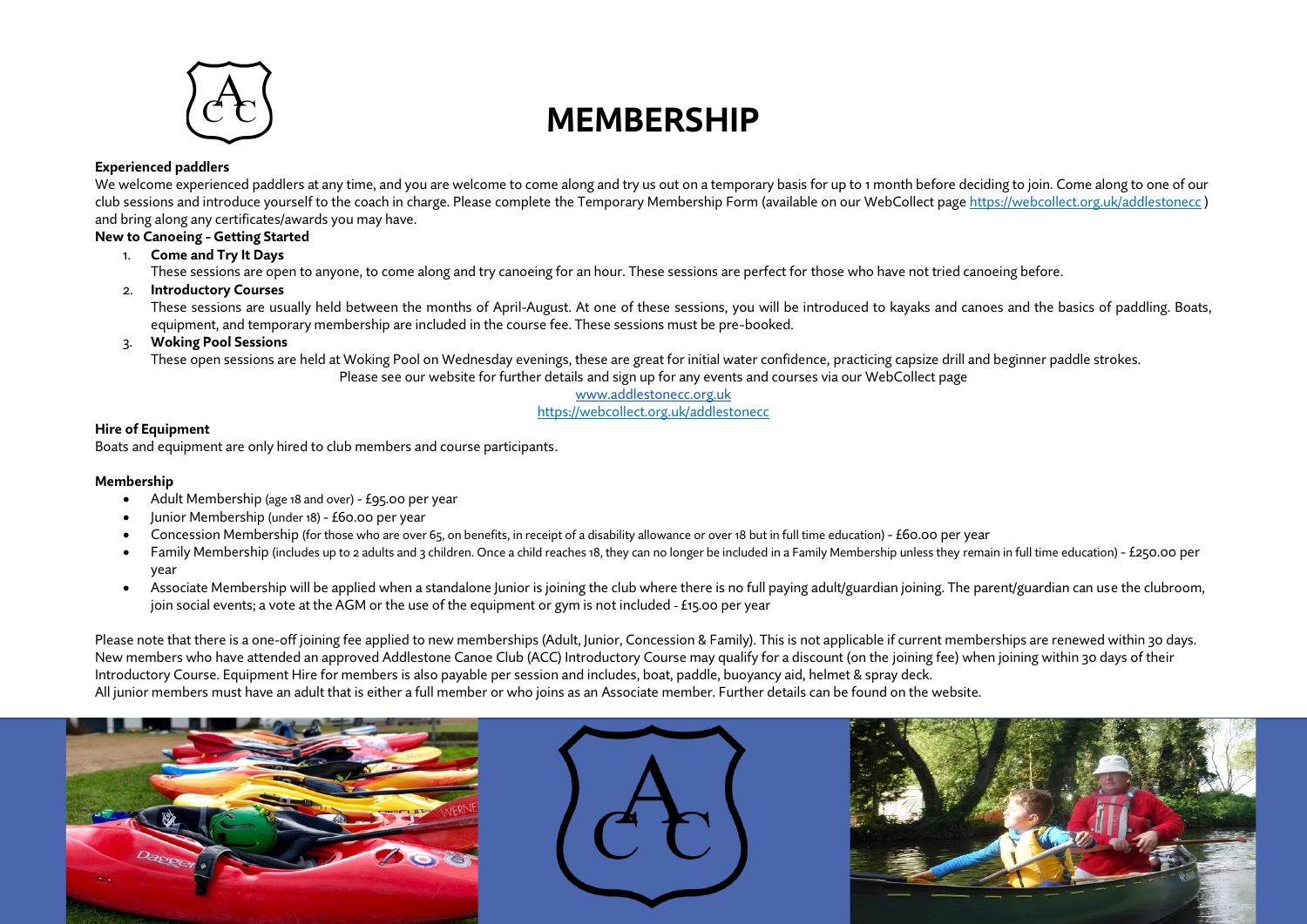# MEMBERSHIP

**Experienced paddlers**

We welcome experienced paddlers at any time, and you are welcome to come along and try us out on a temporary basis for up to 1 month before deciding to join. Come along to one of our club sessions and introduce yourself to the coach in charge. Please complete the Temporary Membership Form (available on our WebCollect page https://webcollect.org.uk/addlestonecc ) and bring along any certificates/awards you may have.

**New to Canoeing - Getting Started**

1. **Come and Try It Days**
   These sessions are open to anyone, to come along and try canoeing for an hour. These sessions are perfect for those who have not tried canoeing before.
2. **Introductory Courses**
   These sessions are usually held between the months of April-August. At one of these sessions, you will be introduced to kayaks and canoes and the basics of paddling. Boats, equipment, and temporary membership are included in the course fee. These sessions must be pre-booked.
3. **Woking Pool Sessions**
   These open sessions are held at Woking Pool on Wednesday evenings, these are great for initial water confidence, practicing capsize drill and beginner paddle strokes.

Please see our website for further details and sign up for any events and courses via our WebCollect page

www.addlestonecc.org.uk

https://webcollect.org.uk/addlestonecc

**Hire of Equipment**

Boats and equipment are only hired to club members and course participants.

**Membership**

- Adult Membership (age 18 and over) - £95.00 per year
- Junior Membership (under 18) - £60.00 per year
- Concession Membership (for those who are over 65, on benefits, in receipt of a disability allowance or over 18 but in full time education) - £60.00 per year
- Family Membership (includes up to 2 adults and 3 children. Once a child reaches 18, they can no longer be included in a Family Membership unless they remain in full time education) - £250.00 per year
- Associate Membership will be applied when a standalone Junior is joining the club where there is no full paying adult/guardian joining. The parent/guardian can use the clubroom, join social events; a vote at the AGM or the use of the equipment or gym is not included - £15.00 per year

Please note that there is a one-off joining fee applied to new memberships (Adult, Junior, Concession & Family). This is not applicable if current memberships are renewed within 30 days. New members who have attended an approved Addlestone Canoe Club (ACC) Introductory Course may qualify for a discount (on the joining fee) when joining within 30 days of their Introductory Course. Equipment Hire for members is also payable per session and includes, boat, paddle, buoyancy aid, helmet & spray deck.
All junior members must have an adult that is either a full member or who joins as an Associate member. Further details can be found on the website.